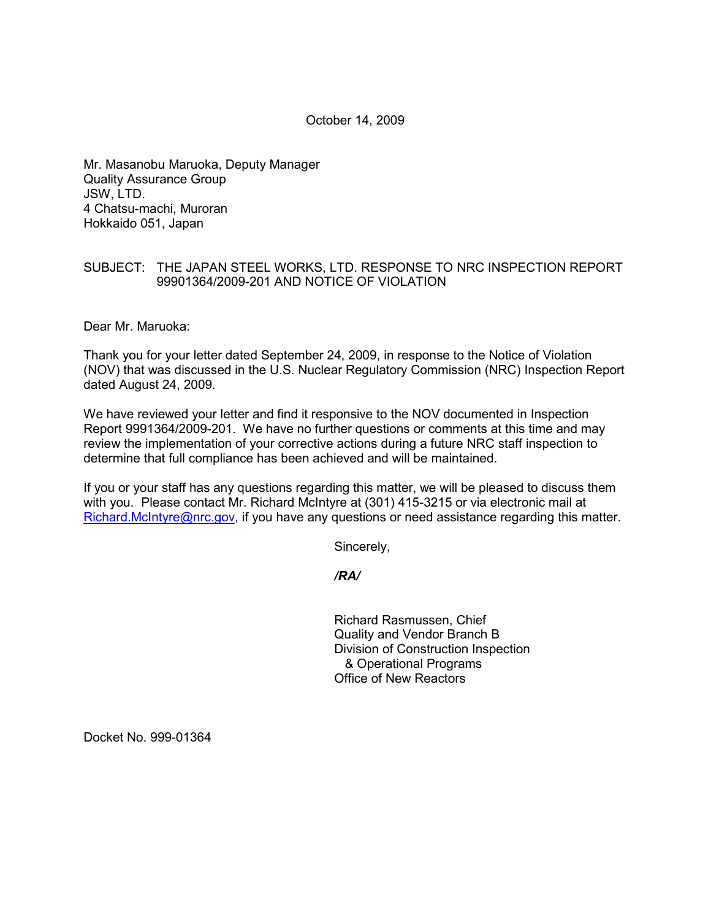October 14, 2009

Mr. Masanobu Maruoka, Deputy Manager
Quality Assurance Group
JSW, LTD.
4 Chatsu-machi, Muroran
Hokkaido 051, Japan

SUBJECT: THE JAPAN STEEL WORKS, LTD. RESPONSE TO NRC INSPECTION REPORT 99901364/2009-201 AND NOTICE OF VIOLATION

Dear Mr. Maruoka:

Thank you for your letter dated September 24, 2009, in response to the Notice of Violation (NOV) that was discussed in the U.S. Nuclear Regulatory Commission (NRC) Inspection Report dated August 24, 2009.

We have reviewed your letter and find it responsive to the NOV documented in Inspection Report 9991364/2009-201. We have no further questions or comments at this time and may review the implementation of your corrective actions during a future NRC staff inspection to determine that full compliance has been achieved and will be maintained.

If you or your staff has any questions regarding this matter, we will be pleased to discuss them with you. Please contact Mr. Richard McIntyre at (301) 415-3215 or via electronic mail at Richard.McIntyre@nrc.gov, if you have any questions or need assistance regarding this matter.

Sincerely,

*/RA/*

Richard Rasmussen, Chief
Quality and Vendor Branch B
Division of Construction Inspection
& Operational Programs
Office of New Reactors

Docket No. 999-01364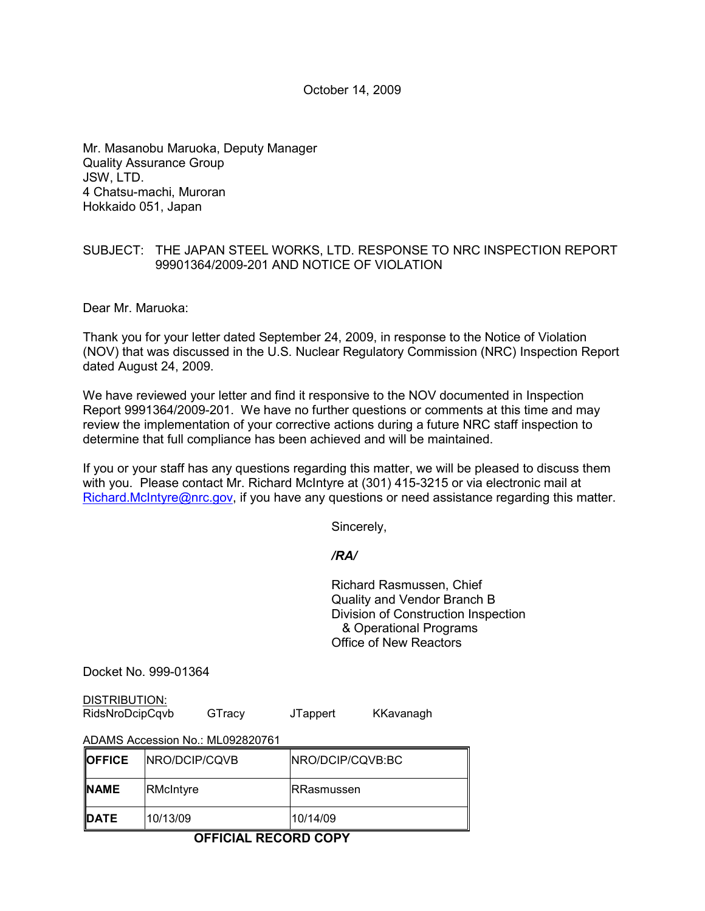October 14, 2009

Mr. Masanobu Maruoka, Deputy Manager
Quality Assurance Group
JSW, LTD.
4 Chatsu-machi, Muroran
Hokkaido 051, Japan

SUBJECT: THE JAPAN STEEL WORKS, LTD. RESPONSE TO NRC INSPECTION REPORT 99901364/2009-201 AND NOTICE OF VIOLATION

Dear Mr. Maruoka:

Thank you for your letter dated September 24, 2009, in response to the Notice of Violation (NOV) that was discussed in the U.S. Nuclear Regulatory Commission (NRC) Inspection Report dated August 24, 2009.

We have reviewed your letter and find it responsive to the NOV documented in Inspection Report 9991364/2009-201. We have no further questions or comments at this time and may review the implementation of your corrective actions during a future NRC staff inspection to determine that full compliance has been achieved and will be maintained.

If you or your staff has any questions regarding this matter, we will be pleased to discuss them with you. Please contact Mr. Richard McIntyre at (301) 415-3215 or via electronic mail at Richard.McIntyre@nrc.gov, if you have any questions or need assistance regarding this matter.

Sincerely,

*/RA/*

Richard Rasmussen, Chief
Quality and Vendor Branch B
Division of Construction Inspection
& Operational Programs
Office of New Reactors

Docket No. 999-01364

DISTRIBUTION:
RidsNroDcipCqvb GTracy JTappert KKavanagh

ADAMS Accession No.: ML092820761

| | | |
|---|---|---|
| **OFFICE** | NRO/DCIP/CQVB | NRO/DCIP/CQVB:BC |
| **NAME** | RMcIntyre | RRasmussen |
| **DATE** | 10/13/09 | 10/14/09 |

**OFFICIAL RECORD COPY**